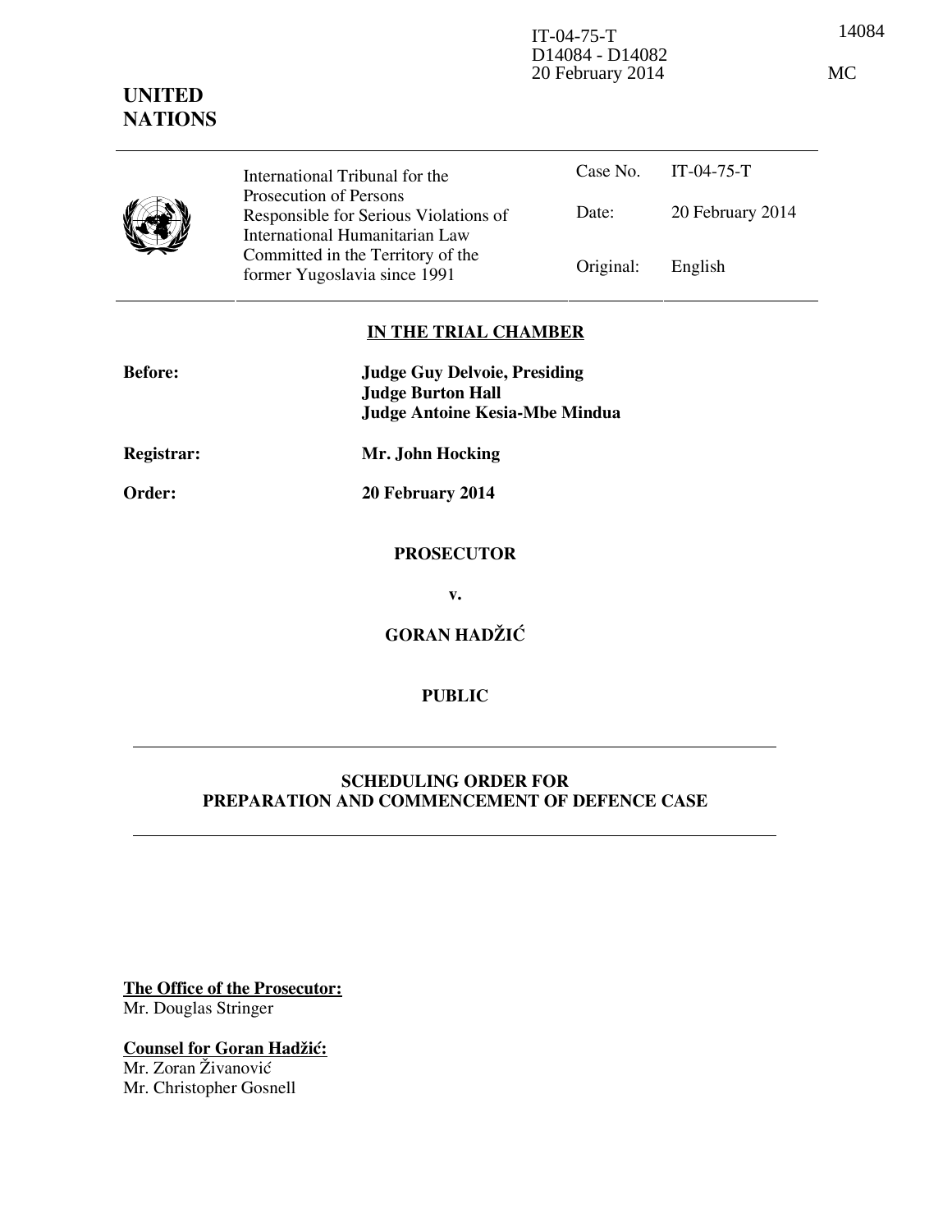IT-04-75-T
D14084 - D14082
20 February 2014

14084

MC

**UNITED NATIONS**

| | International Tribunal for the Prosecution of Persons Responsible for Serious Violations of International Humanitarian Law Committed in the Territory of the former Yugoslavia since 1991 | Case No. | IT-04-75-T |
|---|---|---|---|
| | | Date: | 20 February 2014 |
| | | Original: | English |

**IN THE TRIAL CHAMBER**

| | |
|---|---|
| **Before:** | **Judge Guy Delvoie, Presiding** |
| | **Judge Burton Hall** |
| | **Judge Antoine Kesia-Mbe Mindua** |
| **Registrar:** | **Mr. John Hocking** |
| **Order:** | **20 February 2014** |

**PROSECUTOR**

**v.**

**GORAN HADŽIĆ**

**PUBLIC**

---

**SCHEDULING ORDER FOR PREPARATION AND COMMENCEMENT OF DEFENCE CASE**

---

**The Office of the Prosecutor:**
Mr. Douglas Stringer

**Counsel for Goran Hadžić:**
Mr. Zoran Živanović
Mr. Christopher Gosnell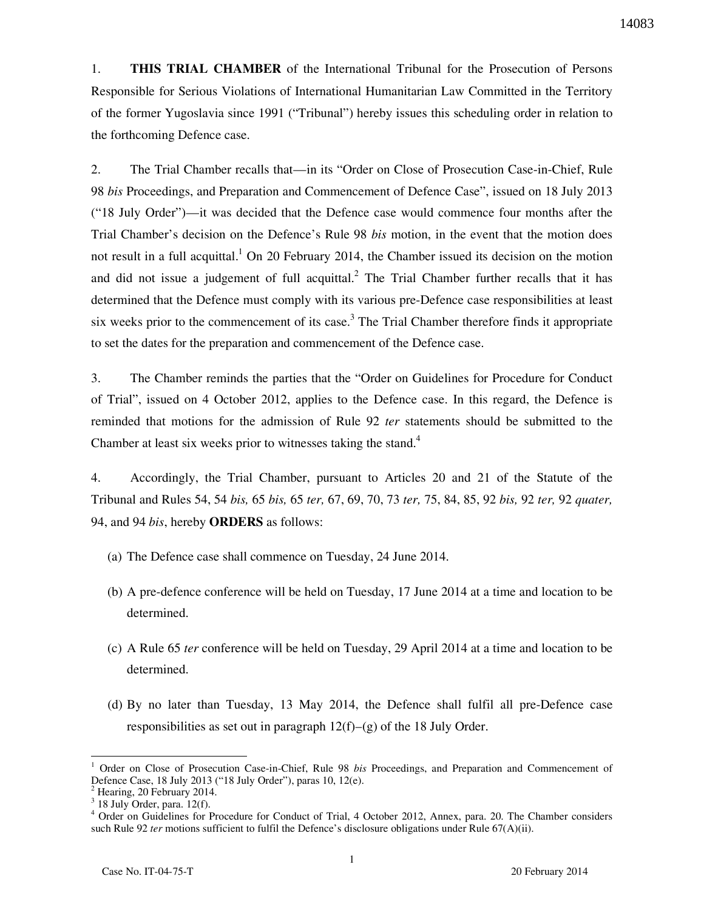1. **THIS TRIAL CHAMBER** of the International Tribunal for the Prosecution of Persons Responsible for Serious Violations of International Humanitarian Law Committed in the Territory of the former Yugoslavia since 1991 ("Tribunal") hereby issues this scheduling order in relation to the forthcoming Defence case.

2. The Trial Chamber recalls that—in its "Order on Close of Prosecution Case-in-Chief, Rule 98 *bis* Proceedings, and Preparation and Commencement of Defence Case", issued on 18 July 2013 ("18 July Order")—it was decided that the Defence case would commence four months after the Trial Chamber's decision on the Defence's Rule 98 *bis* motion, in the event that the motion does not result in a full acquittal.[1] On 20 February 2014, the Chamber issued its decision on the motion and did not issue a judgement of full acquittal.[2] The Trial Chamber further recalls that it has determined that the Defence must comply with its various pre-Defence case responsibilities at least six weeks prior to the commencement of its case.[3] The Trial Chamber therefore finds it appropriate to set the dates for the preparation and commencement of the Defence case.

3. The Chamber reminds the parties that the "Order on Guidelines for Procedure for Conduct of Trial", issued on 4 October 2012, applies to the Defence case. In this regard, the Defence is reminded that motions for the admission of Rule 92 *ter* statements should be submitted to the Chamber at least six weeks prior to witnesses taking the stand.[4]

4. Accordingly, the Trial Chamber, pursuant to Articles 20 and 21 of the Statute of the Tribunal and Rules 54, 54 *bis,* 65 *bis,* 65 *ter,* 67, 69, 70, 73 *ter,* 75, 84, 85, 92 *bis,* 92 *ter,* 92 *quater,* 94, and 94 *bis*, hereby **ORDERS** as follows:

(a) The Defence case shall commence on Tuesday, 24 June 2014.

(b) A pre-defence conference will be held on Tuesday, 17 June 2014 at a time and location to be determined.

(c) A Rule 65 *ter* conference will be held on Tuesday, 29 April 2014 at a time and location to be determined.

(d) By no later than Tuesday, 13 May 2014, the Defence shall fulfil all pre-Defence case responsibilities as set out in paragraph 12(f)–(g) of the 18 July Order.

---

[1] Order on Close of Prosecution Case-in-Chief, Rule 98 *bis* Proceedings, and Preparation and Commencement of Defence Case, 18 July 2013 ("18 July Order"), paras 10, 12(e).

[2] Hearing, 20 February 2014.

[3] 18 July Order, para. 12(f).

[4] Order on Guidelines for Procedure for Conduct of Trial, 4 October 2012, Annex, para. 20. The Chamber considers such Rule 92 *ter* motions sufficient to fulfil the Defence's disclosure obligations under Rule 67(A)(ii).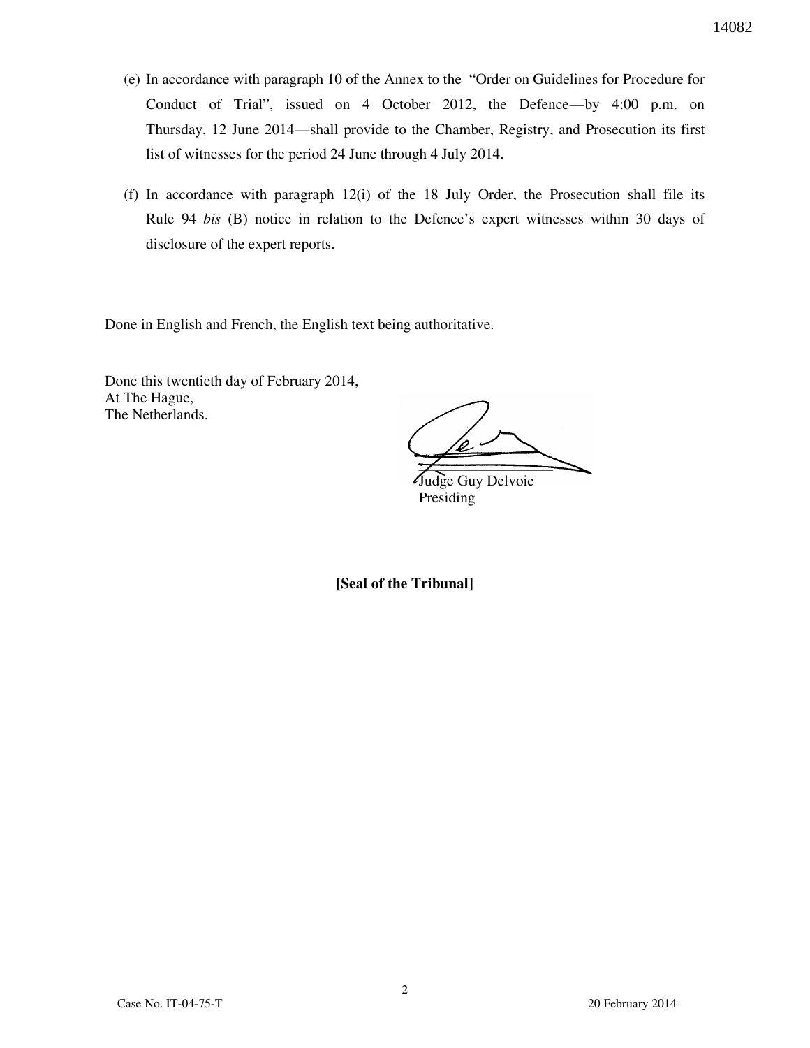(e) In accordance with paragraph 10 of the Annex to the "Order on Guidelines for Procedure for Conduct of Trial", issued on 4 October 2012, the Defence—by 4:00 p.m. on Thursday, 12 June 2014—shall provide to the Chamber, Registry, and Prosecution its first list of witnesses for the period 24 June through 4 July 2014.

(f) In accordance with paragraph 12(i) of the 18 July Order, the Prosecution shall file its Rule 94 *bis* (B) notice in relation to the Defence's expert witnesses within 30 days of disclosure of the expert reports.

Done in English and French, the English text being authoritative.

Done this twentieth day of February 2014,  
At The Hague,  
The Netherlands.

Judge Guy Delvoie  
Presiding

**[Seal of the Tribunal]**